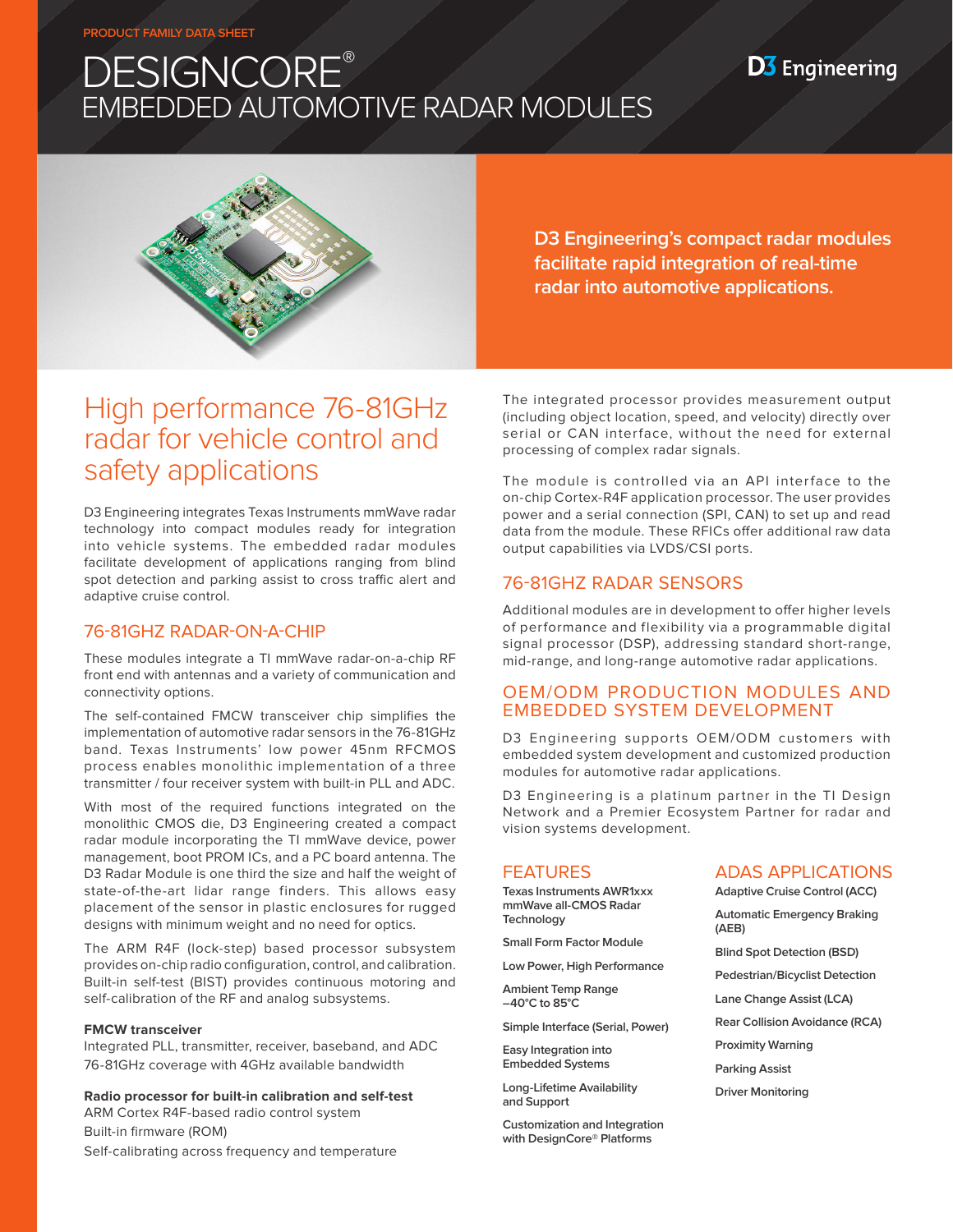PRODUCT FAMILY DATA SHEET

# DESIGNCORE®
# EMBEDDED AUTOMOTIVE RADAR MODULES

D3 Engineering

**D3 Engineering's compact radar modules facilitate rapid integration of real-time radar into automotive applications.**

## High performance 76-81GHz radar for vehicle control and safety applications

D3 Engineering integrates Texas Instruments mmWave radar technology into compact modules ready for integration into vehicle systems. The embedded radar modules facilitate development of applications ranging from blind spot detection and parking assist to cross traffic alert and adaptive cruise control.

### 76-81GHZ RADAR-ON-A-CHIP

These modules integrate a TI mmWave radar-on-a-chip RF front end with antennas and a variety of communication and connectivity options.

The self-contained FMCW transceiver chip simplifies the implementation of automotive radar sensors in the 76-81GHz band. Texas Instruments' low power 45nm RFCMOS process enables monolithic implementation of a three transmitter / four receiver system with built-in PLL and ADC.

With most of the required functions integrated on the monolithic CMOS die, D3 Engineering created a compact radar module incorporating the TI mmWave device, power management, boot PROM ICs, and a PC board antenna. The D3 Radar Module is one third the size and half the weight of state-of-the-art lidar range finders. This allows easy placement of the sensor in plastic enclosures for rugged designs with minimum weight and no need for optics.

The ARM R4F (lock-step) based processor subsystem provides on-chip radio configuration, control, and calibration. Built-in self-test (BIST) provides continuous motoring and self-calibration of the RF and analog subsystems.

**FMCW transceiver**

Integrated PLL, transmitter, receiver, baseband, and ADC

76-81GHz coverage with 4GHz available bandwidth

**Radio processor for built-in calibration and self-test**

ARM Cortex R4F-based radio control system

Built-in firmware (ROM)

Self-calibrating across frequency and temperature

The integrated processor provides measurement output (including object location, speed, and velocity) directly over serial or CAN interface, without the need for external processing of complex radar signals.

The module is controlled via an API interface to the on-chip Cortex-R4F application processor. The user provides power and a serial connection (SPI, CAN) to set up and read data from the module. These RFICs offer additional raw data output capabilities via LVDS/CSI ports.

### 76-81GHZ RADAR SENSORS

Additional modules are in development to offer higher levels of performance and flexibility via a programmable digital signal processor (DSP), addressing standard short-range, mid-range, and long-range automotive radar applications.

### OEM/ODM PRODUCTION MODULES AND EMBEDDED SYSTEM DEVELOPMENT

D3 Engineering supports OEM/ODM customers with embedded system development and customized production modules for automotive radar applications.

D3 Engineering is a platinum partner in the TI Design Network and a Premier Ecosystem Partner for radar and vision systems development.

### FEATURES

- Texas Instruments AWR1xxx mmWave all-CMOS Radar Technology
- Small Form Factor Module
- Low Power, High Performance
- Ambient Temp Range –40°C to 85°C
- Simple Interface (Serial, Power)
- Easy Integration into Embedded Systems
- Long-Lifetime Availability and Support
- Customization and Integration with DesignCore® Platforms

### ADAS APPLICATIONS

- Adaptive Cruise Control (ACC)
- Automatic Emergency Braking (AEB)
- Blind Spot Detection (BSD)
- Pedestrian/Bicyclist Detection
- Lane Change Assist (LCA)
- Rear Collision Avoidance (RCA)
- Proximity Warning
- Parking Assist
- Driver Monitoring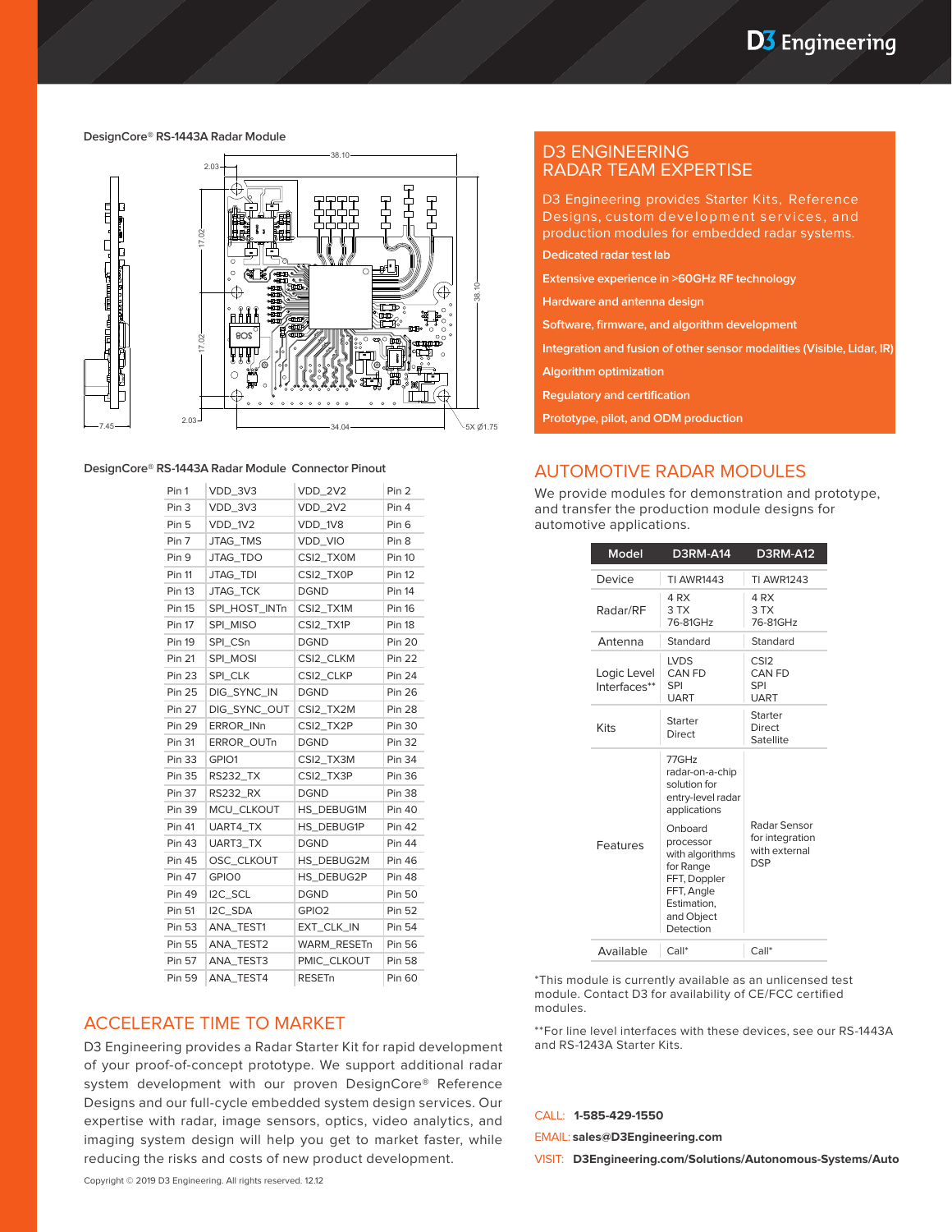**DesignCore® RS-1443A Radar Module**

2.03
38.10
17.02
17.02
38.10
7.45
2.03
34.04
5X Ø1.75

**DesignCore® RS-1443A Radar Module Connector Pinout**

| | | | |
|---|---|---|---|
| Pin 1 | VDD_3V3 | VDD_2V2 | Pin 2 |
| Pin 3 | VDD_3V3 | VDD_2V2 | Pin 4 |
| Pin 5 | VDD_1V2 | VDD_1V8 | Pin 6 |
| Pin 7 | JTAG_TMS | VDD_VIO | Pin 8 |
| Pin 9 | JTAG_TDO | CSI2_TX0M | Pin 10 |
| Pin 11 | JTAG_TDI | CSI2_TX0P | Pin 12 |
| Pin 13 | JTAG_TCK | DGND | Pin 14 |
| Pin 15 | SPI_HOST_INTn | CSI2_TX1M | Pin 16 |
| Pin 17 | SPI_MISO | CSI2_TX1P | Pin 18 |
| Pin 19 | SPI_CSn | DGND | Pin 20 |
| Pin 21 | SPI_MOSI | CSI2_CLKM | Pin 22 |
| Pin 23 | SPI_CLK | CSI2_CLKP | Pin 24 |
| Pin 25 | DIG_SYNC_IN | DGND | Pin 26 |
| Pin 27 | DIG_SYNC_OUT | CSI2_TX2M | Pin 28 |
| Pin 29 | ERROR_INn | CSI2_TX2P | Pin 30 |
| Pin 31 | ERROR_OUTn | DGND | Pin 32 |
| Pin 33 | GPIO1 | CSI2_TX3M | Pin 34 |
| Pin 35 | RS232_TX | CSI2_TX3P | Pin 36 |
| Pin 37 | RS232_RX | DGND | Pin 38 |
| Pin 39 | MCU_CLKOUT | HS_DEBUG1M | Pin 40 |
| Pin 41 | UART4_TX | HS_DEBUG1P | Pin 42 |
| Pin 43 | UART3_TX | DGND | Pin 44 |
| Pin 45 | OSC_CLKOUT | HS_DEBUG2M | Pin 46 |
| Pin 47 | GPIO0 | HS_DEBUG2P | Pin 48 |
| Pin 49 | I2C_SCL | DGND | Pin 50 |
| Pin 51 | I2C_SDA | GPIO2 | Pin 52 |
| Pin 53 | ANA_TEST1 | EXT_CLK_IN | Pin 54 |
| Pin 55 | ANA_TEST2 | WARM_RESETn | Pin 56 |
| Pin 57 | ANA_TEST3 | PMIC_CLKOUT | Pin 58 |
| Pin 59 | ANA_TEST4 | RESETn | Pin 60 |

## ACCELERATE TIME TO MARKET

D3 Engineering provides a Radar Starter Kit for rapid development of your proof-of-concept prototype. We support additional radar system development with our proven DesignCore® Reference Designs and our full-cycle embedded system design services. Our expertise with radar, image sensors, optics, video analytics, and imaging system design will help you get to market faster, while reducing the risks and costs of new product development.

Copyright © 2019 D3 Engineering. All rights reserved. 12.12

## D3 ENGINEERING RADAR TEAM EXPERTISE

D3 Engineering provides Starter Kits, Reference Designs, custom development services, and production modules for embedded radar systems.

- **Dedicated radar test lab**
- **Extensive experience in >60GHz RF technology**
- **Hardware and antenna design**
- **Software, firmware, and algorithm development**
- **Integration and fusion of other sensor modalities (Visible, Lidar, IR)**
- **Algorithm optimization**
- **Regulatory and certification**
- **Prototype, pilot, and ODM production**

## AUTOMOTIVE RADAR MODULES

We provide modules for demonstration and prototype, and transfer the production module designs for automotive applications.

| Model | D3RM-A14 | D3RM-A12 |
|---|---|---|
| Device | TI AWR1443 | TI AWR1243 |
| Radar/RF | 4 RX<br>3 TX<br>76-81GHz | 4 RX<br>3 TX<br>76-81GHz |
| Antenna | Standard | Standard |
| Logic Level Interfaces** | LVDS<br>CAN FD<br>SPI<br>UART | CSI2<br>CAN FD<br>SPI<br>UART |
| Kits | Starter<br>Direct | Starter<br>Direct<br>Satellite |
| Features | 77GHz radar-on-a-chip solution for entry-level radar applications<br><br>Onboard processor with algorithms for Range FFT, Doppler FFT, Angle Estimation, and Object Detection | Radar Sensor for integration with external DSP |
| Available | Call* | Call* |

*This module is currently available as an unlicensed test module. Contact D3 for availability of CE/FCC certified modules.

**For line level interfaces with these devices, see our RS-1443A and RS-1243A Starter Kits.

CALL: **1-585-429-1550**

EMAIL: **sales@D3Engineering.com**

VISIT: **D3Engineering.com/Solutions/Autonomous-Systems/Auto**